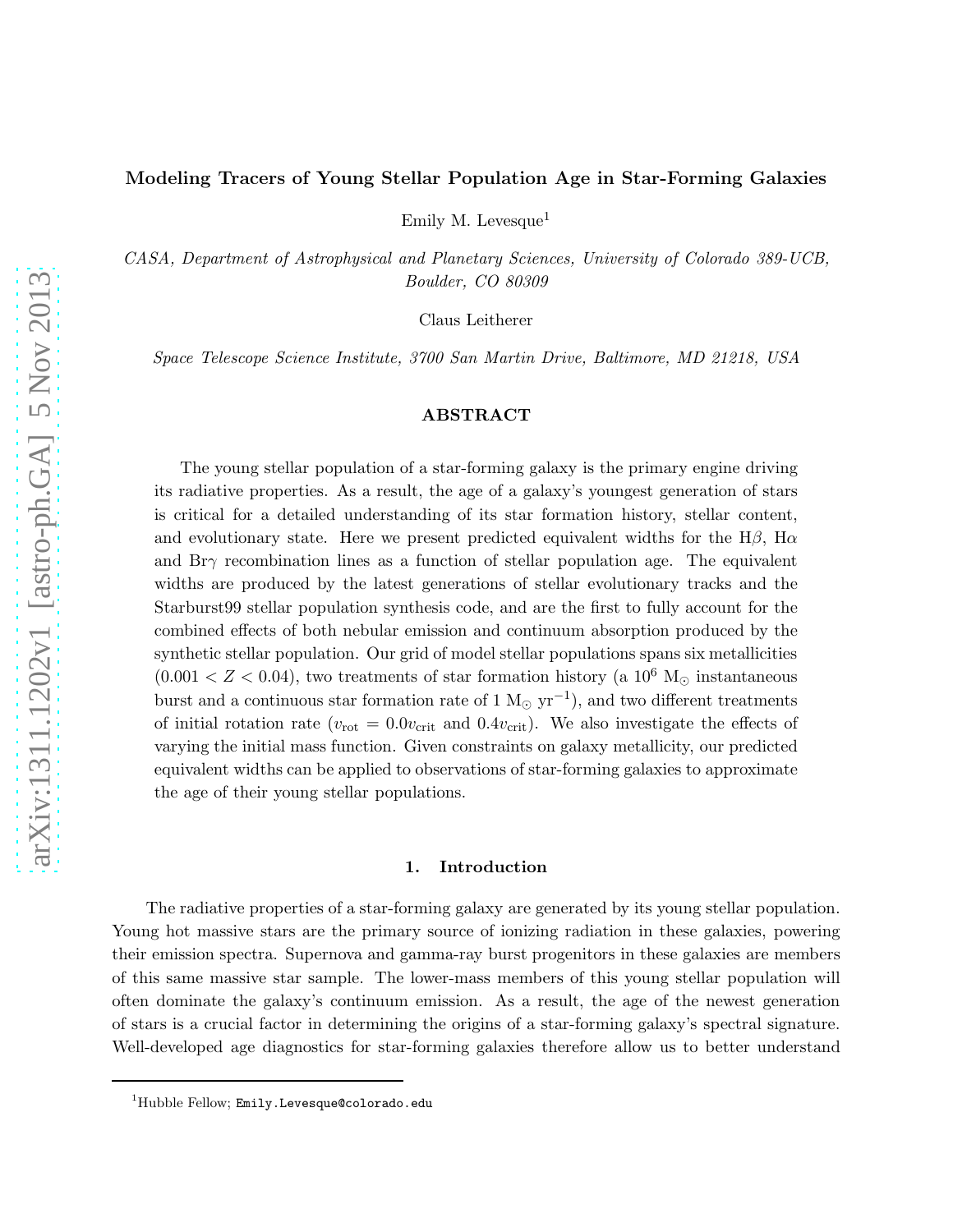# Modeling Tracers of Young Stellar Population Age in Star-Forming Galaxies

Emily M. Levesque[1]

*CASA, Department of Astrophysical and Planetary Sciences, University of Colorado 389-UCB, Boulder, CO 80309*

Claus Leitherer

*Space Telescope Science Institute, 3700 San Martin Drive, Baltimore, MD 21218, USA*

## ABSTRACT

The young stellar population of a star-forming galaxy is the primary engine driving its radiative properties. As a result, the age of a galaxy's youngest generation of stars is critical for a detailed understanding of its star formation history, stellar content, and evolutionary state. Here we present predicted equivalent widths for the H$\beta$, H$\alpha$ and Br$\gamma$ recombination lines as a function of stellar population age. The equivalent widths are produced by the latest generations of stellar evolutionary tracks and the Starburst99 stellar population synthesis code, and are the first to fully account for the combined effects of both nebular emission and continuum absorption produced by the synthetic stellar population. Our grid of model stellar populations spans six metallicities ($0.001 < Z < 0.04$), two treatments of star formation history (a $10^6$ M$_\odot$ instantaneous burst and a continuous star formation rate of 1 M$_\odot$ yr$^{-1}$), and two different treatments of initial rotation rate ($v_{\rm rot} = 0.0v_{\rm crit}$ and $0.4v_{\rm crit}$). We also investigate the effects of varying the initial mass function. Given constraints on galaxy metallicity, our predicted equivalent widths can be applied to observations of star-forming galaxies to approximate the age of their young stellar populations.

## 1. Introduction

The radiative properties of a star-forming galaxy are generated by its young stellar population. Young hot massive stars are the primary source of ionizing radiation in these galaxies, powering their emission spectra. Supernova and gamma-ray burst progenitors in these galaxies are members of this same massive star sample. The lower-mass members of this young stellar population will often dominate the galaxy's continuum emission. As a result, the age of the newest generation of stars is a crucial factor in determining the origins of a star-forming galaxy's spectral signature. Well-developed age diagnostics for star-forming galaxies therefore allow us to better understand

[1] Hubble Fellow; Emily.Levesque@colorado.edu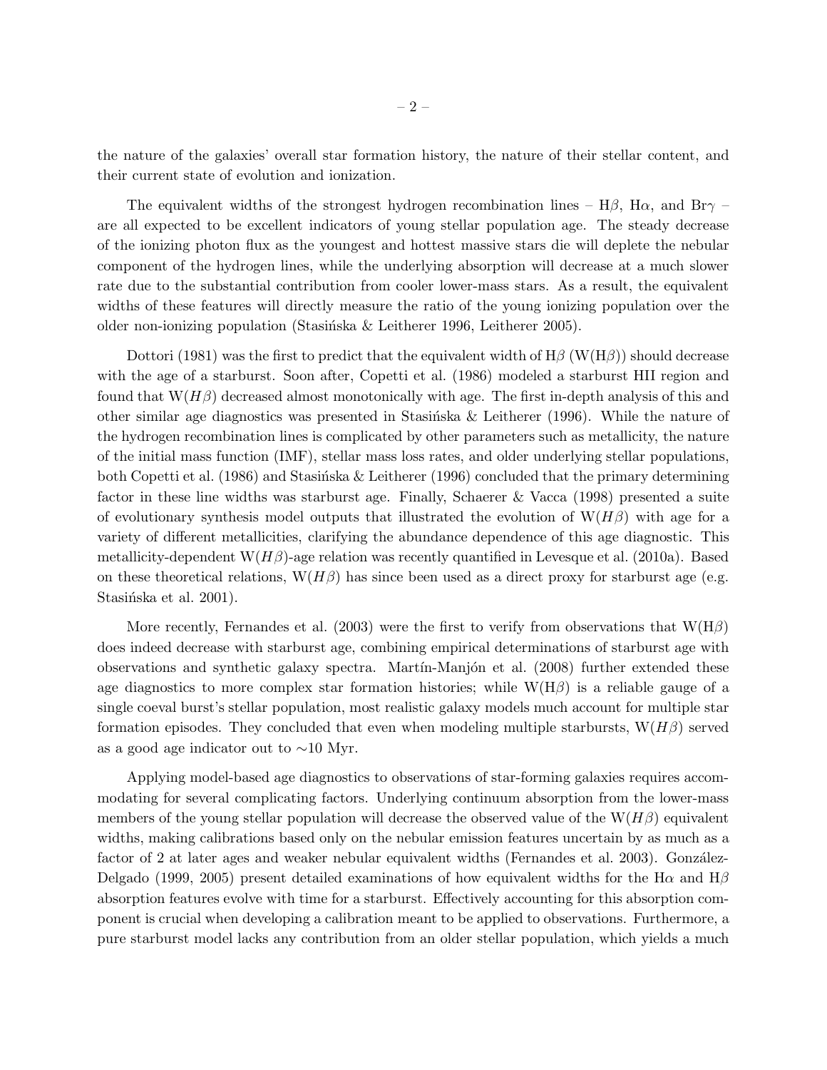the nature of the galaxies' overall star formation history, the nature of their stellar content, and their current state of evolution and ionization.

The equivalent widths of the strongest hydrogen recombination lines – H$\beta$, H$\alpha$, and Br$\gamma$ – are all expected to be excellent indicators of young stellar population age. The steady decrease of the ionizing photon flux as the youngest and hottest massive stars die will deplete the nebular component of the hydrogen lines, while the underlying absorption will decrease at a much slower rate due to the substantial contribution from cooler lower-mass stars. As a result, the equivalent widths of these features will directly measure the ratio of the young ionizing population over the older non-ionizing population (Stasińska & Leitherer 1996, Leitherer 2005).

Dottori (1981) was the first to predict that the equivalent width of H$\beta$ (W(H$\beta$)) should decrease with the age of a starburst. Soon after, Copetti et al. (1986) modeled a starburst HII region and found that W($H\beta$) decreased almost monotonically with age. The first in-depth analysis of this and other similar age diagnostics was presented in Stasińska & Leitherer (1996). While the nature of the hydrogen recombination lines is complicated by other parameters such as metallicity, the nature of the initial mass function (IMF), stellar mass loss rates, and older underlying stellar populations, both Copetti et al. (1986) and Stasińska & Leitherer (1996) concluded that the primary determining factor in these line widths was starburst age. Finally, Schaerer & Vacca (1998) presented a suite of evolutionary synthesis model outputs that illustrated the evolution of W($H\beta$) with age for a variety of different metallicities, clarifying the abundance dependence of this age diagnostic. This metallicity-dependent W($H\beta$)-age relation was recently quantified in Levesque et al. (2010a). Based on these theoretical relations, W($H\beta$) has since been used as a direct proxy for starburst age (e.g. Stasińska et al. 2001).

More recently, Fernandes et al. (2003) were the first to verify from observations that W(H$\beta$) does indeed decrease with starburst age, combining empirical determinations of starburst age with observations and synthetic galaxy spectra. Martín-Manjón et al. (2008) further extended these age diagnostics to more complex star formation histories; while W(H$\beta$) is a reliable gauge of a single coeval burst's stellar population, most realistic galaxy models much account for multiple star formation episodes. They concluded that even when modeling multiple starbursts, W($H\beta$) served as a good age indicator out to $\sim$10 Myr.

Applying model-based age diagnostics to observations of star-forming galaxies requires accommodating for several complicating factors. Underlying continuum absorption from the lower-mass members of the young stellar population will decrease the observed value of the W($H\beta$) equivalent widths, making calibrations based only on the nebular emission features uncertain by as much as a factor of 2 at later ages and weaker nebular equivalent widths (Fernandes et al. 2003). González-Delgado (1999, 2005) present detailed examinations of how equivalent widths for the H$\alpha$ and H$\beta$ absorption features evolve with time for a starburst. Effectively accounting for this absorption component is crucial when developing a calibration meant to be applied to observations. Furthermore, a pure starburst model lacks any contribution from an older stellar population, which yields a much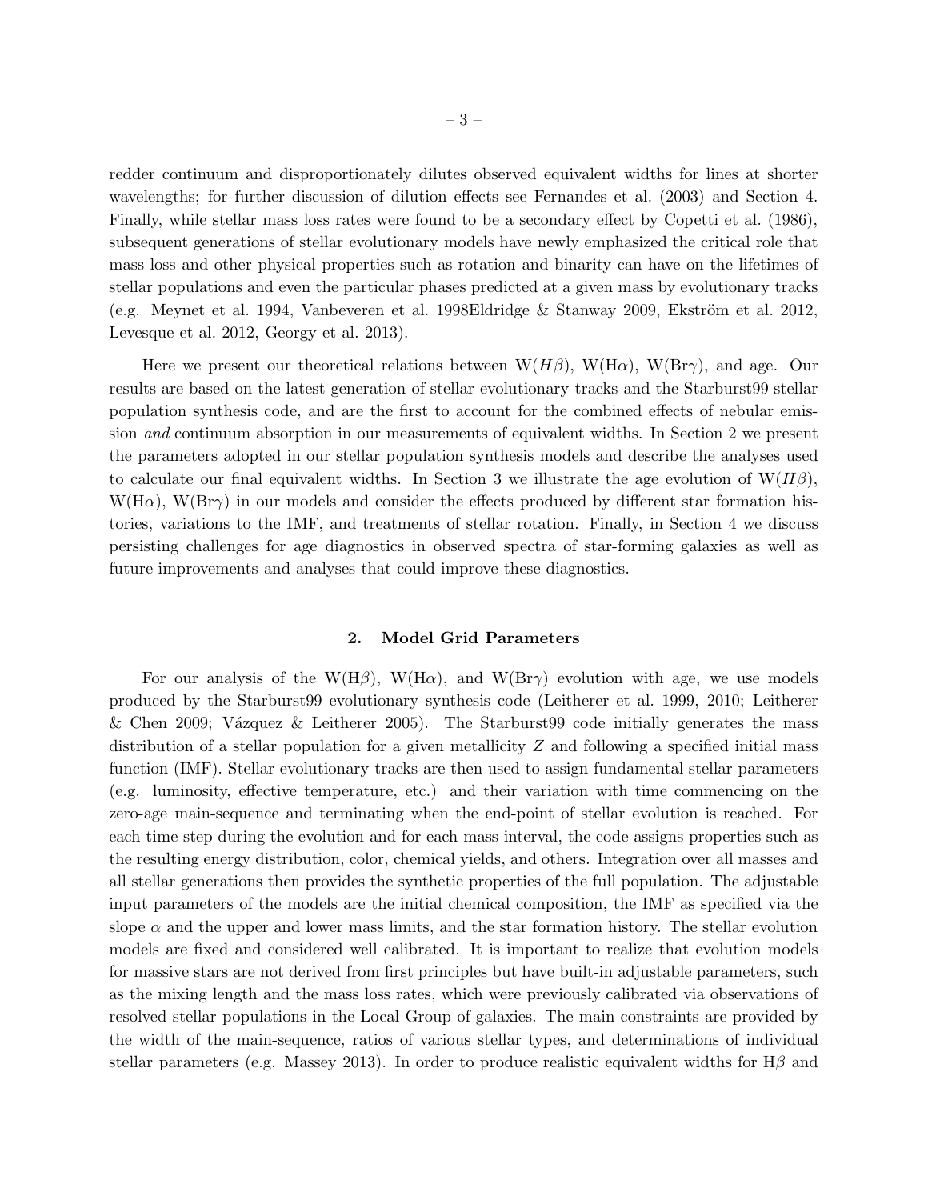redder continuum and disproportionately dilutes observed equivalent widths for lines at shorter wavelengths; for further discussion of dilution effects see Fernandes et al. (2003) and Section 4. Finally, while stellar mass loss rates were found to be a secondary effect by Copetti et al. (1986), subsequent generations of stellar evolutionary models have newly emphasized the critical role that mass loss and other physical properties such as rotation and binarity can have on the lifetimes of stellar populations and even the particular phases predicted at a given mass by evolutionary tracks (e.g. Meynet et al. 1994, Vanbeveren et al. 1998Eldridge & Stanway 2009, Ekström et al. 2012, Levesque et al. 2012, Georgy et al. 2013).

Here we present our theoretical relations between W($H\beta$), W(H$\alpha$), W(Br$\gamma$), and age. Our results are based on the latest generation of stellar evolutionary tracks and the Starburst99 stellar population synthesis code, and are the first to account for the combined effects of nebular emission *and* continuum absorption in our measurements of equivalent widths. In Section 2 we present the parameters adopted in our stellar population synthesis models and describe the analyses used to calculate our final equivalent widths. In Section 3 we illustrate the age evolution of W($H\beta$), W(H$\alpha$), W(Br$\gamma$) in our models and consider the effects produced by different star formation histories, variations to the IMF, and treatments of stellar rotation. Finally, in Section 4 we discuss persisting challenges for age diagnostics in observed spectra of star-forming galaxies as well as future improvements and analyses that could improve these diagnostics.

## 2. Model Grid Parameters

For our analysis of the W(H$\beta$), W(H$\alpha$), and W(Br$\gamma$) evolution with age, we use models produced by the Starburst99 evolutionary synthesis code (Leitherer et al. 1999, 2010; Leitherer & Chen 2009; Vázquez & Leitherer 2005). The Starburst99 code initially generates the mass distribution of a stellar population for a given metallicity $Z$ and following a specified initial mass function (IMF). Stellar evolutionary tracks are then used to assign fundamental stellar parameters (e.g. luminosity, effective temperature, etc.) and their variation with time commencing on the zero-age main-sequence and terminating when the end-point of stellar evolution is reached. For each time step during the evolution and for each mass interval, the code assigns properties such as the resulting energy distribution, color, chemical yields, and others. Integration over all masses and all stellar generations then provides the synthetic properties of the full population. The adjustable input parameters of the models are the initial chemical composition, the IMF as specified via the slope $\alpha$ and the upper and lower mass limits, and the star formation history. The stellar evolution models are fixed and considered well calibrated. It is important to realize that evolution models for massive stars are not derived from first principles but have built-in adjustable parameters, such as the mixing length and the mass loss rates, which were previously calibrated via observations of resolved stellar populations in the Local Group of galaxies. The main constraints are provided by the width of the main-sequence, ratios of various stellar types, and determinations of individual stellar parameters (e.g. Massey 2013). In order to produce realistic equivalent widths for H$\beta$ and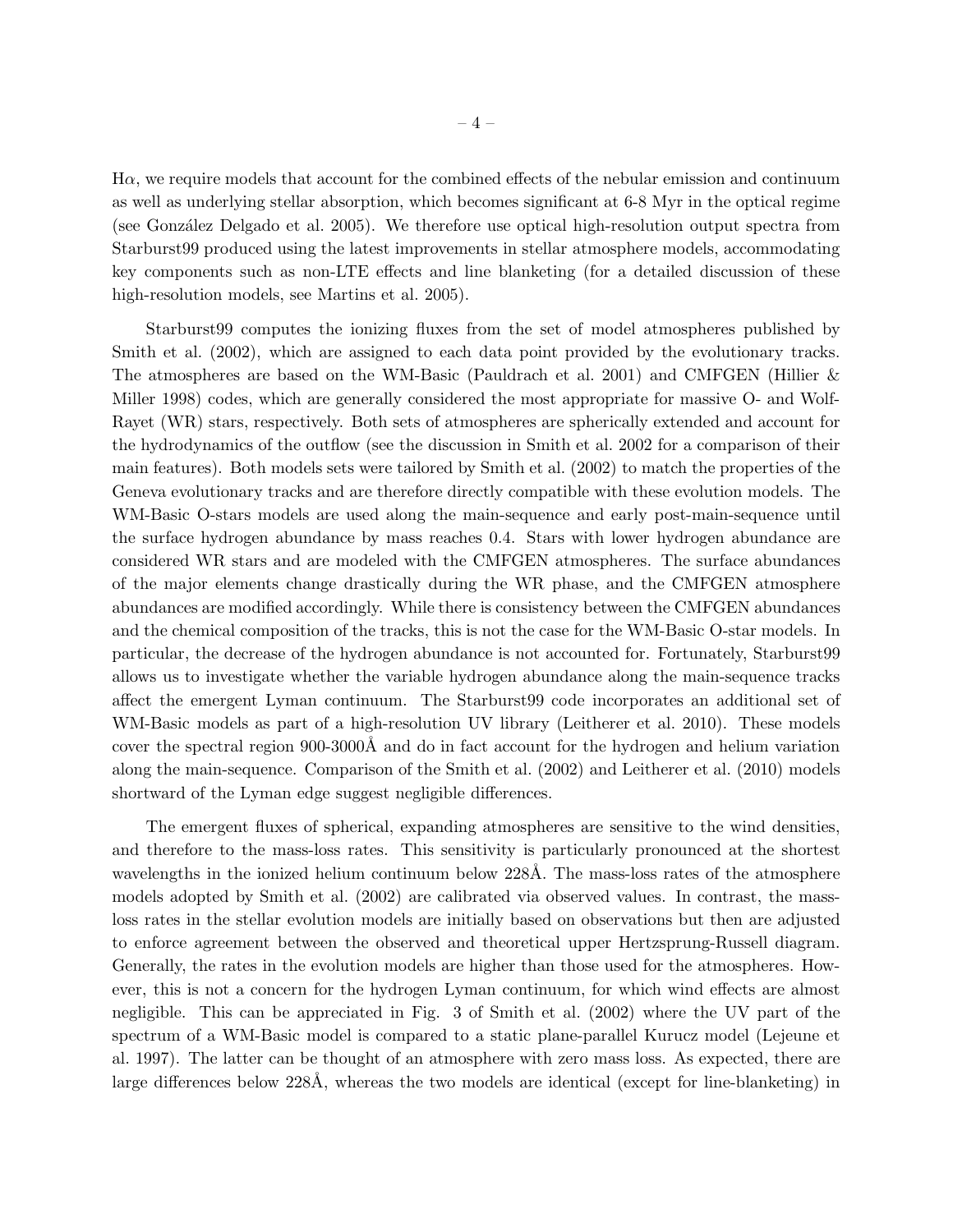Hα, we require models that account for the combined effects of the nebular emission and continuum as well as underlying stellar absorption, which becomes significant at 6-8 Myr in the optical regime (see González Delgado et al. 2005). We therefore use optical high-resolution output spectra from Starburst99 produced using the latest improvements in stellar atmosphere models, accommodating key components such as non-LTE effects and line blanketing (for a detailed discussion of these high-resolution models, see Martins et al. 2005).

Starburst99 computes the ionizing fluxes from the set of model atmospheres published by Smith et al. (2002), which are assigned to each data point provided by the evolutionary tracks. The atmospheres are based on the WM-Basic (Pauldrach et al. 2001) and CMFGEN (Hillier & Miller 1998) codes, which are generally considered the most appropriate for massive O- and Wolf-Rayet (WR) stars, respectively. Both sets of atmospheres are spherically extended and account for the hydrodynamics of the outflow (see the discussion in Smith et al. 2002 for a comparison of their main features). Both models sets were tailored by Smith et al. (2002) to match the properties of the Geneva evolutionary tracks and are therefore directly compatible with these evolution models. The WM-Basic O-stars models are used along the main-sequence and early post-main-sequence until the surface hydrogen abundance by mass reaches 0.4. Stars with lower hydrogen abundance are considered WR stars and are modeled with the CMFGEN atmospheres. The surface abundances of the major elements change drastically during the WR phase, and the CMFGEN atmosphere abundances are modified accordingly. While there is consistency between the CMFGEN abundances and the chemical composition of the tracks, this is not the case for the WM-Basic O-star models. In particular, the decrease of the hydrogen abundance is not accounted for. Fortunately, Starburst99 allows us to investigate whether the variable hydrogen abundance along the main-sequence tracks affect the emergent Lyman continuum. The Starburst99 code incorporates an additional set of WM-Basic models as part of a high-resolution UV library (Leitherer et al. 2010). These models cover the spectral region 900-3000Å and do in fact account for the hydrogen and helium variation along the main-sequence. Comparison of the Smith et al. (2002) and Leitherer et al. (2010) models shortward of the Lyman edge suggest negligible differences.

The emergent fluxes of spherical, expanding atmospheres are sensitive to the wind densities, and therefore to the mass-loss rates. This sensitivity is particularly pronounced at the shortest wavelengths in the ionized helium continuum below 228Å. The mass-loss rates of the atmosphere models adopted by Smith et al. (2002) are calibrated via observed values. In contrast, the mass-loss rates in the stellar evolution models are initially based on observations but then are adjusted to enforce agreement between the observed and theoretical upper Hertzsprung-Russell diagram. Generally, the rates in the evolution models are higher than those used for the atmospheres. However, this is not a concern for the hydrogen Lyman continuum, for which wind effects are almost negligible. This can be appreciated in Fig. 3 of Smith et al. (2002) where the UV part of the spectrum of a WM-Basic model is compared to a static plane-parallel Kurucz model (Lejeune et al. 1997). The latter can be thought of an atmosphere with zero mass loss. As expected, there are large differences below 228Å, whereas the two models are identical (except for line-blanketing) in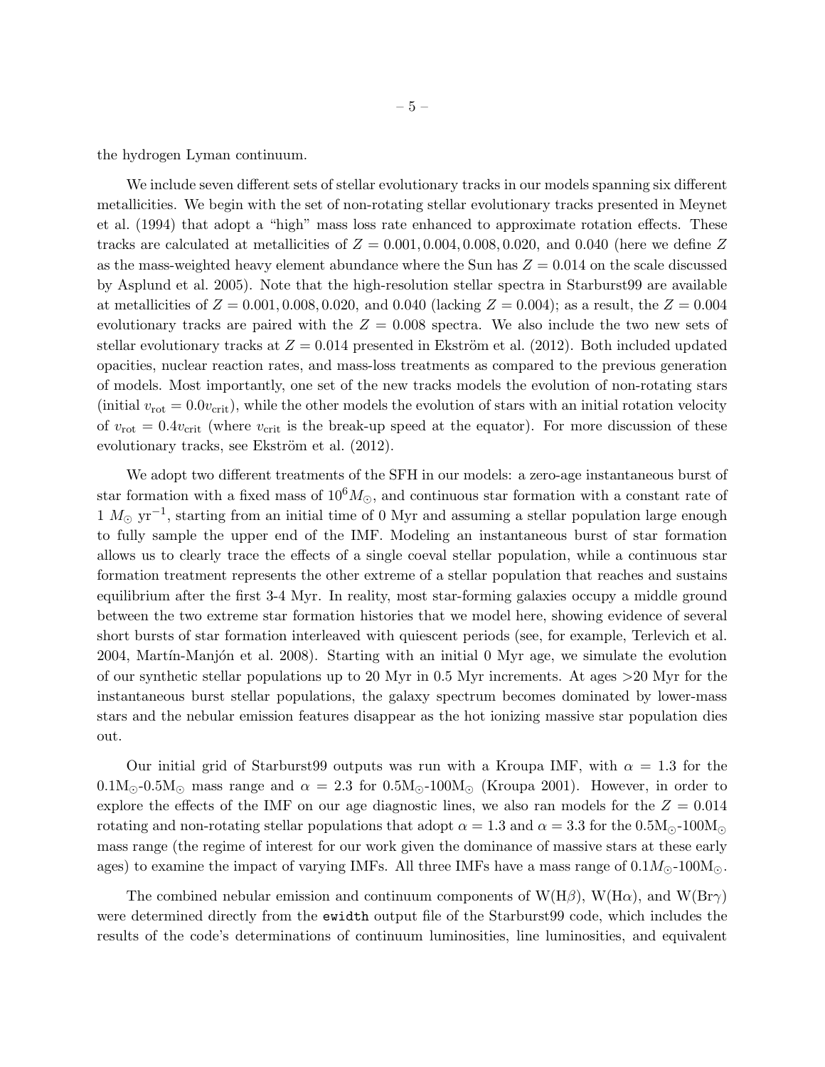the hydrogen Lyman continuum.

We include seven different sets of stellar evolutionary tracks in our models spanning six different metallicities. We begin with the set of non-rotating stellar evolutionary tracks presented in Meynet et al. (1994) that adopt a "high" mass loss rate enhanced to approximate rotation effects. These tracks are calculated at metallicities of $Z = 0.001, 0.004, 0.008, 0.020$, and $0.040$ (here we define $Z$ as the mass-weighted heavy element abundance where the Sun has $Z = 0.014$ on the scale discussed by Asplund et al. 2005). Note that the high-resolution stellar spectra in Starburst99 are available at metallicities of $Z = 0.001, 0.008, 0.020$, and $0.040$ (lacking $Z = 0.004$); as a result, the $Z = 0.004$ evolutionary tracks are paired with the $Z = 0.008$ spectra. We also include the two new sets of stellar evolutionary tracks at $Z = 0.014$ presented in Ekström et al. (2012). Both included updated opacities, nuclear reaction rates, and mass-loss treatments as compared to the previous generation of models. Most importantly, one set of the new tracks models the evolution of non-rotating stars (initial $v_{\rm rot} = 0.0 v_{\rm crit}$), while the other models the evolution of stars with an initial rotation velocity of $v_{\rm rot} = 0.4 v_{\rm crit}$ (where $v_{\rm crit}$ is the break-up speed at the equator). For more discussion of these evolutionary tracks, see Ekström et al. (2012).

We adopt two different treatments of the SFH in our models: a zero-age instantaneous burst of star formation with a fixed mass of $10^6 M_\odot$, and continuous star formation with a constant rate of $1\ M_\odot\ {\rm yr}^{-1}$, starting from an initial time of 0 Myr and assuming a stellar population large enough to fully sample the upper end of the IMF. Modeling an instantaneous burst of star formation allows us to clearly trace the effects of a single coeval stellar population, while a continuous star formation treatment represents the other extreme of a stellar population that reaches and sustains equilibrium after the first 3-4 Myr. In reality, most star-forming galaxies occupy a middle ground between the two extreme star formation histories that we model here, showing evidence of several short bursts of star formation interleaved with quiescent periods (see, for example, Terlevich et al. 2004, Martín-Manjón et al. 2008). Starting with an initial 0 Myr age, we simulate the evolution of our synthetic stellar populations up to 20 Myr in 0.5 Myr increments. At ages >20 Myr for the instantaneous burst stellar populations, the galaxy spectrum becomes dominated by lower-mass stars and the nebular emission features disappear as the hot ionizing massive star population dies out.

Our initial grid of Starburst99 outputs was run with a Kroupa IMF, with $\alpha = 1.3$ for the $0.1{\rm M}_\odot$-$0.5{\rm M}_\odot$ mass range and $\alpha = 2.3$ for $0.5{\rm M}_\odot$-$100{\rm M}_\odot$ (Kroupa 2001). However, in order to explore the effects of the IMF on our age diagnostic lines, we also ran models for the $Z = 0.014$ rotating and non-rotating stellar populations that adopt $\alpha = 1.3$ and $\alpha = 3.3$ for the $0.5{\rm M}_\odot$-$100{\rm M}_\odot$ mass range (the regime of interest for our work given the dominance of massive stars at these early ages) to examine the impact of varying IMFs. All three IMFs have a mass range of $0.1 M_\odot$-$100 M_\odot$.

The combined nebular emission and continuum components of W(H$\beta$), W(H$\alpha$), and W(Br$\gamma$) were determined directly from the `ewidth` output file of the Starburst99 code, which includes the results of the code's determinations of continuum luminosities, line luminosities, and equivalent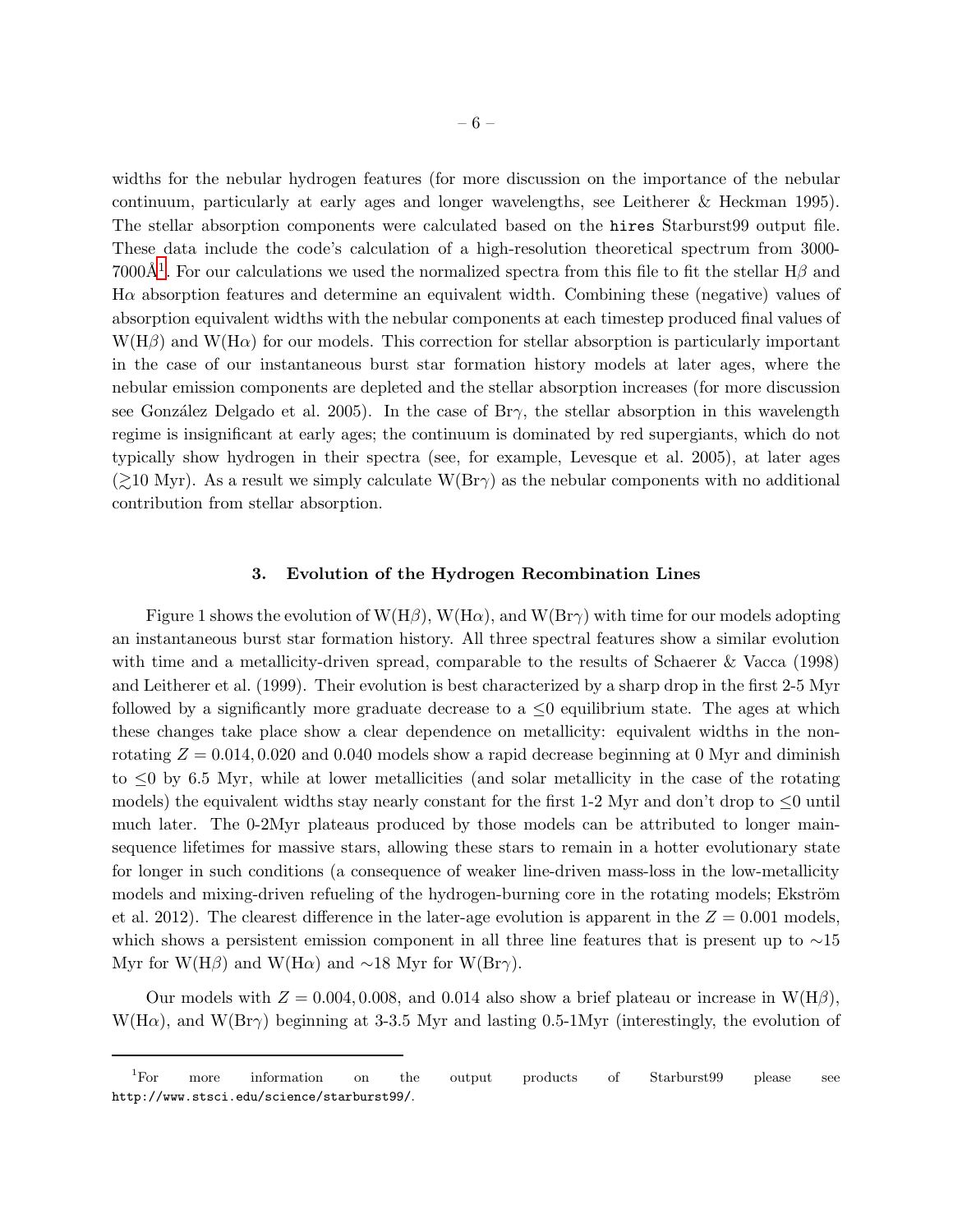widths for the nebular hydrogen features (for more discussion on the importance of the nebular continuum, particularly at early ages and longer wavelengths, see Leitherer & Heckman 1995). The stellar absorption components were calculated based on the `hires` Starburst99 output file. These data include the code's calculation of a high-resolution theoretical spectrum from 3000-7000Å[1]. For our calculations we used the normalized spectra from this file to fit the stellar H$\beta$ and H$\alpha$ absorption features and determine an equivalent width. Combining these (negative) values of absorption equivalent widths with the nebular components at each timestep produced final values of W(H$\beta$) and W(H$\alpha$) for our models. This correction for stellar absorption is particularly important in the case of our instantaneous burst star formation history models at later ages, where the nebular emission components are depleted and the stellar absorption increases (for more discussion see González Delgado et al. 2005). In the case of Br$\gamma$, the stellar absorption in this wavelength regime is insignificant at early ages; the continuum is dominated by red supergiants, which do not typically show hydrogen in their spectra (see, for example, Levesque et al. 2005), at later ages ($\gtrsim$10 Myr). As a result we simply calculate W(Br$\gamma$) as the nebular components with no additional contribution from stellar absorption.

## 3. Evolution of the Hydrogen Recombination Lines

Figure 1 shows the evolution of W(H$\beta$), W(H$\alpha$), and W(Br$\gamma$) with time for our models adopting an instantaneous burst star formation history. All three spectral features show a similar evolution with time and a metallicity-driven spread, comparable to the results of Schaerer & Vacca (1998) and Leitherer et al. (1999). Their evolution is best characterized by a sharp drop in the first 2-5 Myr followed by a significantly more graduate decrease to a $\leq$0 equilibrium state. The ages at which these changes take place show a clear dependence on metallicity: equivalent widths in the non-rotating $Z = 0.014, 0.020$ and 0.040 models show a rapid decrease beginning at 0 Myr and diminish to $\leq$0 by 6.5 Myr, while at lower metallicities (and solar metallicity in the case of the rotating models) the equivalent widths stay nearly constant for the first 1-2 Myr and don't drop to $\leq$0 until much later. The 0-2Myr plateaus produced by those models can be attributed to longer main-sequence lifetimes for massive stars, allowing these stars to remain in a hotter evolutionary state for longer in such conditions (a consequence of weaker line-driven mass-loss in the low-metallicity models and mixing-driven refueling of the hydrogen-burning core in the rotating models; Ekström et al. 2012). The clearest difference in the later-age evolution is apparent in the $Z = 0.001$ models, which shows a persistent emission component in all three line features that is present up to $\sim$15 Myr for W(H$\beta$) and W(H$\alpha$) and $\sim$18 Myr for W(Br$\gamma$).

Our models with $Z = 0.004, 0.008$, and 0.014 also show a brief plateau or increase in W(H$\beta$), W(H$\alpha$), and W(Br$\gamma$) beginning at 3-3.5 Myr and lasting 0.5-1Myr (interestingly, the evolution of

---

[1] For more information on the output products of Starburst99 please see http://www.stsci.edu/science/starburst99/.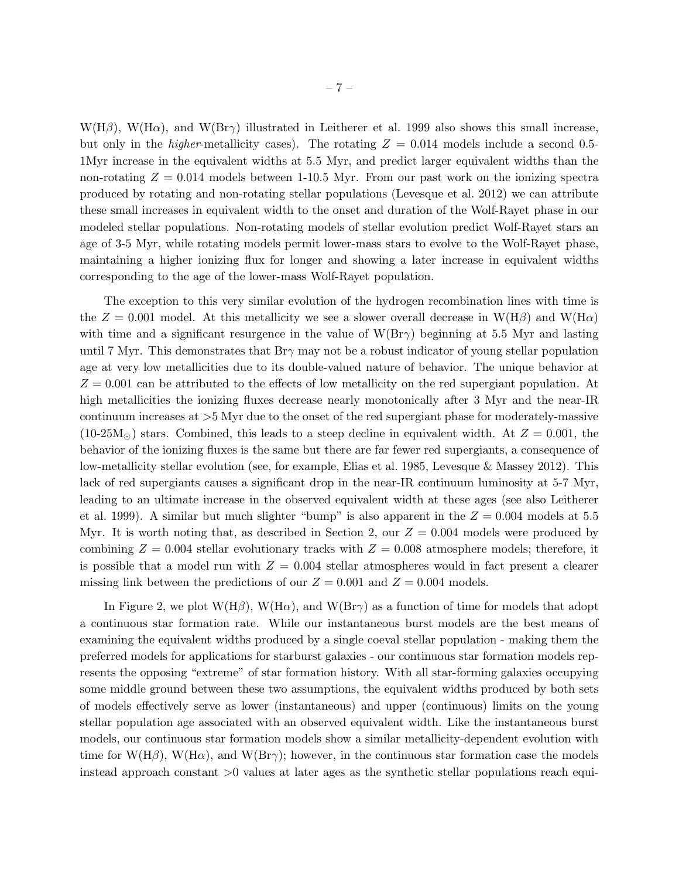W(H$\beta$), W(H$\alpha$), and W(Br$\gamma$) illustrated in Leitherer et al. 1999 also shows this small increase, but only in the *higher*-metallicity cases). The rotating $Z = 0.014$ models include a second 0.5-1Myr increase in the equivalent widths at 5.5 Myr, and predict larger equivalent widths than the non-rotating $Z = 0.014$ models between 1-10.5 Myr. From our past work on the ionizing spectra produced by rotating and non-rotating stellar populations (Levesque et al. 2012) we can attribute these small increases in equivalent width to the onset and duration of the Wolf-Rayet phase in our modeled stellar populations. Non-rotating models of stellar evolution predict Wolf-Rayet stars an age of 3-5 Myr, while rotating models permit lower-mass stars to evolve to the Wolf-Rayet phase, maintaining a higher ionizing flux for longer and showing a later increase in equivalent widths corresponding to the age of the lower-mass Wolf-Rayet population.

The exception to this very similar evolution of the hydrogen recombination lines with time is the $Z = 0.001$ model. At this metallicity we see a slower overall decrease in W(H$\beta$) and W(H$\alpha$) with time and a significant resurgence in the value of W(Br$\gamma$) beginning at 5.5 Myr and lasting until 7 Myr. This demonstrates that Br$\gamma$ may not be a robust indicator of young stellar population age at very low metallicities due to its double-valued nature of behavior. The unique behavior at $Z = 0.001$ can be attributed to the effects of low metallicity on the red supergiant population. At high metallicities the ionizing fluxes decrease nearly monotonically after 3 Myr and the near-IR continuum increases at >5 Myr due to the onset of the red supergiant phase for moderately-massive (10-25M$_\odot$) stars. Combined, this leads to a steep decline in equivalent width. At $Z = 0.001$, the behavior of the ionizing fluxes is the same but there are far fewer red supergiants, a consequence of low-metallicity stellar evolution (see, for example, Elias et al. 1985, Levesque & Massey 2012). This lack of red supergiants causes a significant drop in the near-IR continuum luminosity at 5-7 Myr, leading to an ultimate increase in the observed equivalent width at these ages (see also Leitherer et al. 1999). A similar but much slighter "bump" is also apparent in the $Z = 0.004$ models at 5.5 Myr. It is worth noting that, as described in Section 2, our $Z = 0.004$ models were produced by combining $Z = 0.004$ stellar evolutionary tracks with $Z = 0.008$ atmosphere models; therefore, it is possible that a model run with $Z = 0.004$ stellar atmospheres would in fact present a clearer missing link between the predictions of our $Z = 0.001$ and $Z = 0.004$ models.

In Figure 2, we plot W(H$\beta$), W(H$\alpha$), and W(Br$\gamma$) as a function of time for models that adopt a continuous star formation rate. While our instantaneous burst models are the best means of examining the equivalent widths produced by a single coeval stellar population - making them the preferred models for applications for starburst galaxies - our continuous star formation models represents the opposing "extreme" of star formation history. With all star-forming galaxies occupying some middle ground between these two assumptions, the equivalent widths produced by both sets of models effectively serve as lower (instantaneous) and upper (continuous) limits on the young stellar population age associated with an observed equivalent width. Like the instantaneous burst models, our continuous star formation models show a similar metallicity-dependent evolution with time for W(H$\beta$), W(H$\alpha$), and W(Br$\gamma$); however, in the continuous star formation case the models instead approach constant >0 values at later ages as the synthetic stellar populations reach equi-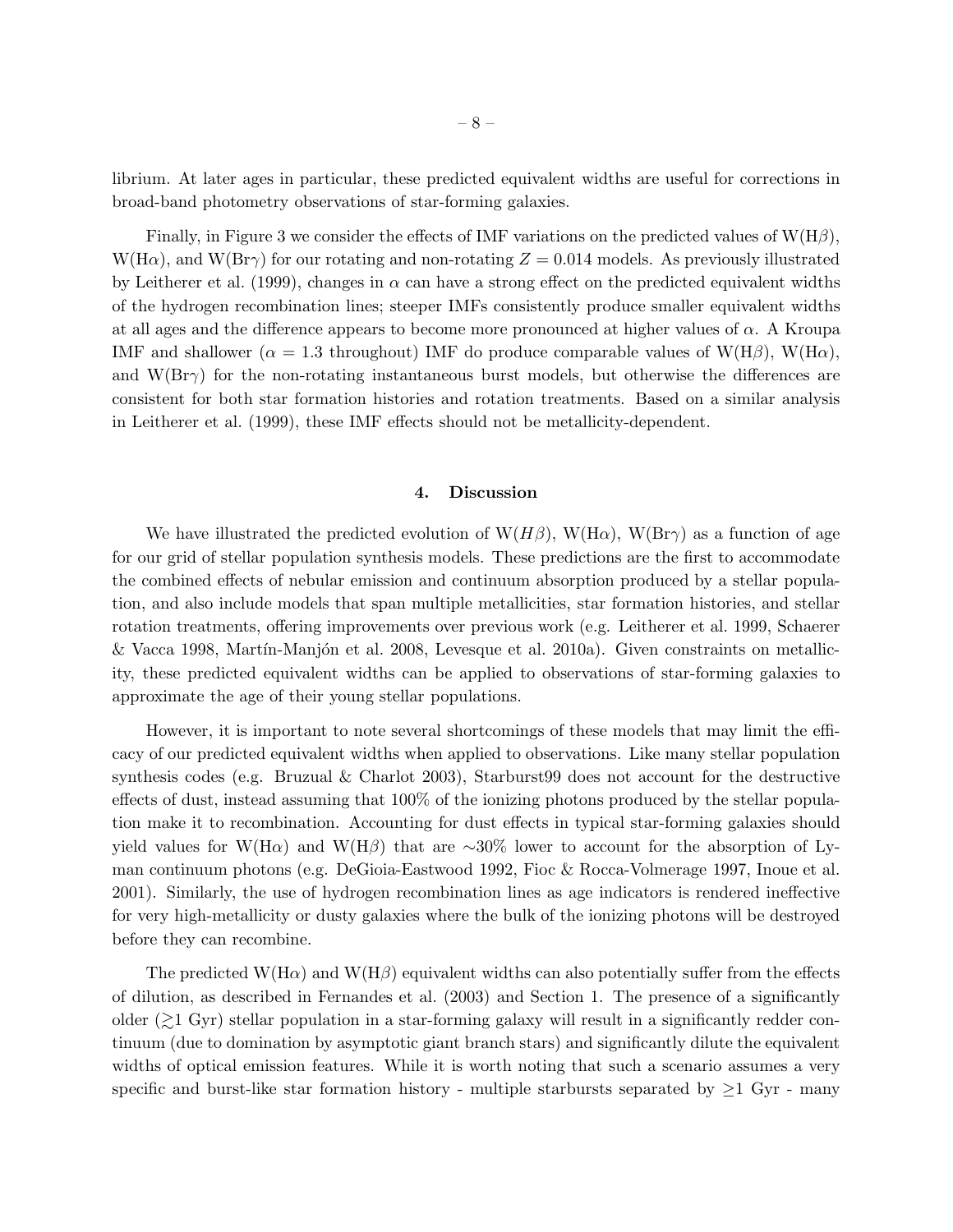librium. At later ages in particular, these predicted equivalent widths are useful for corrections in broad-band photometry observations of star-forming galaxies.

Finally, in Figure 3 we consider the effects of IMF variations on the predicted values of W(H$\beta$), W(H$\alpha$), and W(Br$\gamma$) for our rotating and non-rotating $Z = 0.014$ models. As previously illustrated by Leitherer et al. (1999), changes in $\alpha$ can have a strong effect on the predicted equivalent widths of the hydrogen recombination lines; steeper IMFs consistently produce smaller equivalent widths at all ages and the difference appears to become more pronounced at higher values of $\alpha$. A Kroupa IMF and shallower ($\alpha = 1.3$ throughout) IMF do produce comparable values of W(H$\beta$), W(H$\alpha$), and W(Br$\gamma$) for the non-rotating instantaneous burst models, but otherwise the differences are consistent for both star formation histories and rotation treatments. Based on a similar analysis in Leitherer et al. (1999), these IMF effects should not be metallicity-dependent.

## 4. Discussion

We have illustrated the predicted evolution of W($H\beta$), W(H$\alpha$), W(Br$\gamma$) as a function of age for our grid of stellar population synthesis models. These predictions are the first to accommodate the combined effects of nebular emission and continuum absorption produced by a stellar population, and also include models that span multiple metallicities, star formation histories, and stellar rotation treatments, offering improvements over previous work (e.g. Leitherer et al. 1999, Schaerer & Vacca 1998, Martín-Manjón et al. 2008, Levesque et al. 2010a). Given constraints on metallicity, these predicted equivalent widths can be applied to observations of star-forming galaxies to approximate the age of their young stellar populations.

However, it is important to note several shortcomings of these models that may limit the efficacy of our predicted equivalent widths when applied to observations. Like many stellar population synthesis codes (e.g. Bruzual & Charlot 2003), Starburst99 does not account for the destructive effects of dust, instead assuming that 100% of the ionizing photons produced by the stellar population make it to recombination. Accounting for dust effects in typical star-forming galaxies should yield values for W(H$\alpha$) and W(H$\beta$) that are $\sim$30% lower to account for the absorption of Lyman continuum photons (e.g. DeGioia-Eastwood 1992, Fioc & Rocca-Volmerage 1997, Inoue et al. 2001). Similarly, the use of hydrogen recombination lines as age indicators is rendered ineffective for very high-metallicity or dusty galaxies where the bulk of the ionizing photons will be destroyed before they can recombine.

The predicted W(H$\alpha$) and W(H$\beta$) equivalent widths can also potentially suffer from the effects of dilution, as described in Fernandes et al. (2003) and Section 1. The presence of a significantly older ($\gtrsim$1 Gyr) stellar population in a star-forming galaxy will result in a significantly redder continuum (due to domination by asymptotic giant branch stars) and significantly dilute the equivalent widths of optical emission features. While it is worth noting that such a scenario assumes a very specific and burst-like star formation history - multiple starbursts separated by $\geq$1 Gyr - many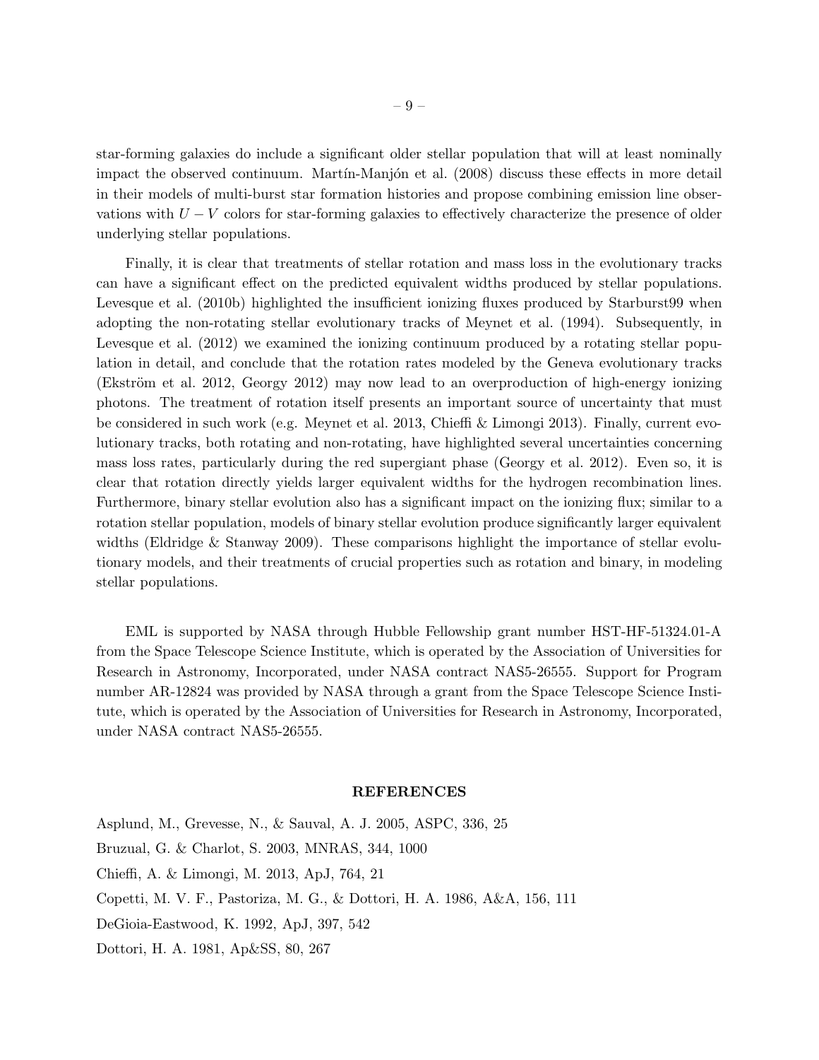star-forming galaxies do include a significant older stellar population that will at least nominally impact the observed continuum. Martín-Manjón et al. (2008) discuss these effects in more detail in their models of multi-burst star formation histories and propose combining emission line observations with $U - V$ colors for star-forming galaxies to effectively characterize the presence of older underlying stellar populations.

Finally, it is clear that treatments of stellar rotation and mass loss in the evolutionary tracks can have a significant effect on the predicted equivalent widths produced by stellar populations. Levesque et al. (2010b) highlighted the insufficient ionizing fluxes produced by Starburst99 when adopting the non-rotating stellar evolutionary tracks of Meynet et al. (1994). Subsequently, in Levesque et al. (2012) we examined the ionizing continuum produced by a rotating stellar population in detail, and conclude that the rotation rates modeled by the Geneva evolutionary tracks (Ekström et al. 2012, Georgy 2012) may now lead to an overproduction of high-energy ionizing photons. The treatment of rotation itself presents an important source of uncertainty that must be considered in such work (e.g. Meynet et al. 2013, Chieffi & Limongi 2013). Finally, current evolutionary tracks, both rotating and non-rotating, have highlighted several uncertainties concerning mass loss rates, particularly during the red supergiant phase (Georgy et al. 2012). Even so, it is clear that rotation directly yields larger equivalent widths for the hydrogen recombination lines. Furthermore, binary stellar evolution also has a significant impact on the ionizing flux; similar to a rotation stellar population, models of binary stellar evolution produce significantly larger equivalent widths (Eldridge & Stanway 2009). These comparisons highlight the importance of stellar evolutionary models, and their treatments of crucial properties such as rotation and binary, in modeling stellar populations.

EML is supported by NASA through Hubble Fellowship grant number HST-HF-51324.01-A from the Space Telescope Science Institute, which is operated by the Association of Universities for Research in Astronomy, Incorporated, under NASA contract NAS5-26555. Support for Program number AR-12824 was provided by NASA through a grant from the Space Telescope Science Institute, which is operated by the Association of Universities for Research in Astronomy, Incorporated, under NASA contract NAS5-26555.

## REFERENCES

Asplund, M., Grevesse, N., & Sauval, A. J. 2005, ASPC, 336, 25

Bruzual, G. & Charlot, S. 2003, MNRAS, 344, 1000

Chieffi, A. & Limongi, M. 2013, ApJ, 764, 21

Copetti, M. V. F., Pastoriza, M. G., & Dottori, H. A. 1986, A&A, 156, 111

DeGioia-Eastwood, K. 1992, ApJ, 397, 542

Dottori, H. A. 1981, Ap&SS, 80, 267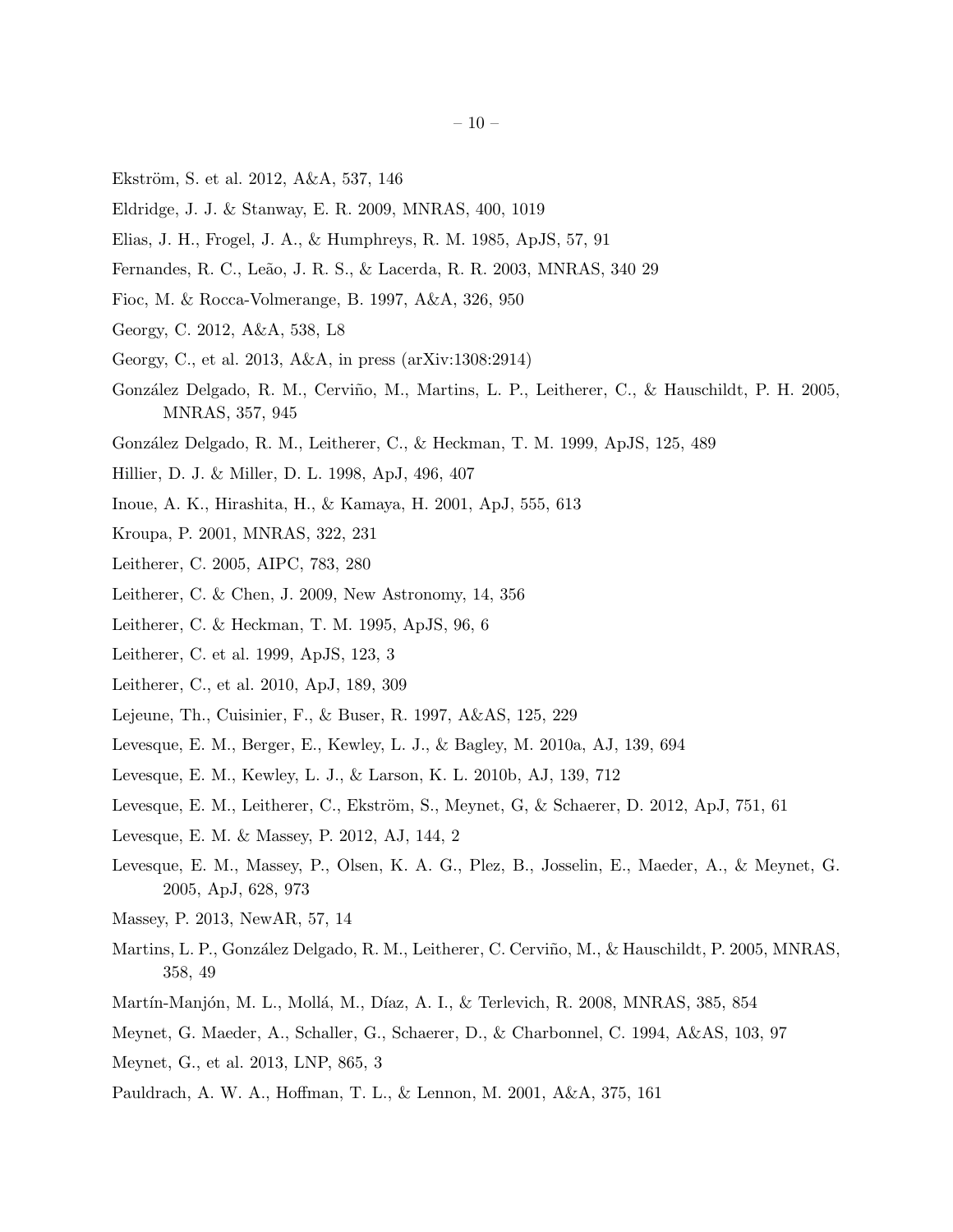Ekström, S. et al. 2012, A&A, 537, 146

Eldridge, J. J. & Stanway, E. R. 2009, MNRAS, 400, 1019

Elias, J. H., Frogel, J. A., & Humphreys, R. M. 1985, ApJS, 57, 91

Fernandes, R. C., Leão, J. R. S., & Lacerda, R. R. 2003, MNRAS, 340 29

Fioc, M. & Rocca-Volmerange, B. 1997, A&A, 326, 950

Georgy, C. 2012, A&A, 538, L8

Georgy, C., et al. 2013, A&A, in press (arXiv:1308:2914)

González Delgado, R. M., Cerviño, M., Martins, L. P., Leitherer, C., & Hauschildt, P. H. 2005, MNRAS, 357, 945

González Delgado, R. M., Leitherer, C., & Heckman, T. M. 1999, ApJS, 125, 489

Hillier, D. J. & Miller, D. L. 1998, ApJ, 496, 407

Inoue, A. K., Hirashita, H., & Kamaya, H. 2001, ApJ, 555, 613

Kroupa, P. 2001, MNRAS, 322, 231

Leitherer, C. 2005, AIPC, 783, 280

Leitherer, C. & Chen, J. 2009, New Astronomy, 14, 356

Leitherer, C. & Heckman, T. M. 1995, ApJS, 96, 6

Leitherer, C. et al. 1999, ApJS, 123, 3

Leitherer, C., et al. 2010, ApJ, 189, 309

Lejeune, Th., Cuisinier, F., & Buser, R. 1997, A&AS, 125, 229

Levesque, E. M., Berger, E., Kewley, L. J., & Bagley, M. 2010a, AJ, 139, 694

Levesque, E. M., Kewley, L. J., & Larson, K. L. 2010b, AJ, 139, 712

Levesque, E. M., Leitherer, C., Ekström, S., Meynet, G, & Schaerer, D. 2012, ApJ, 751, 61

Levesque, E. M. & Massey, P. 2012, AJ, 144, 2

Levesque, E. M., Massey, P., Olsen, K. A. G., Plez, B., Josselin, E., Maeder, A., & Meynet, G. 2005, ApJ, 628, 973

Massey, P. 2013, NewAR, 57, 14

Martins, L. P., González Delgado, R. M., Leitherer, C. Cerviño, M., & Hauschildt, P. 2005, MNRAS, 358, 49

Martín-Manjón, M. L., Mollá, M., Díaz, A. I., & Terlevich, R. 2008, MNRAS, 385, 854

Meynet, G. Maeder, A., Schaller, G., Schaerer, D., & Charbonnel, C. 1994, A&AS, 103, 97

Meynet, G., et al. 2013, LNP, 865, 3

Pauldrach, A. W. A., Hoffman, T. L., & Lennon, M. 2001, A&A, 375, 161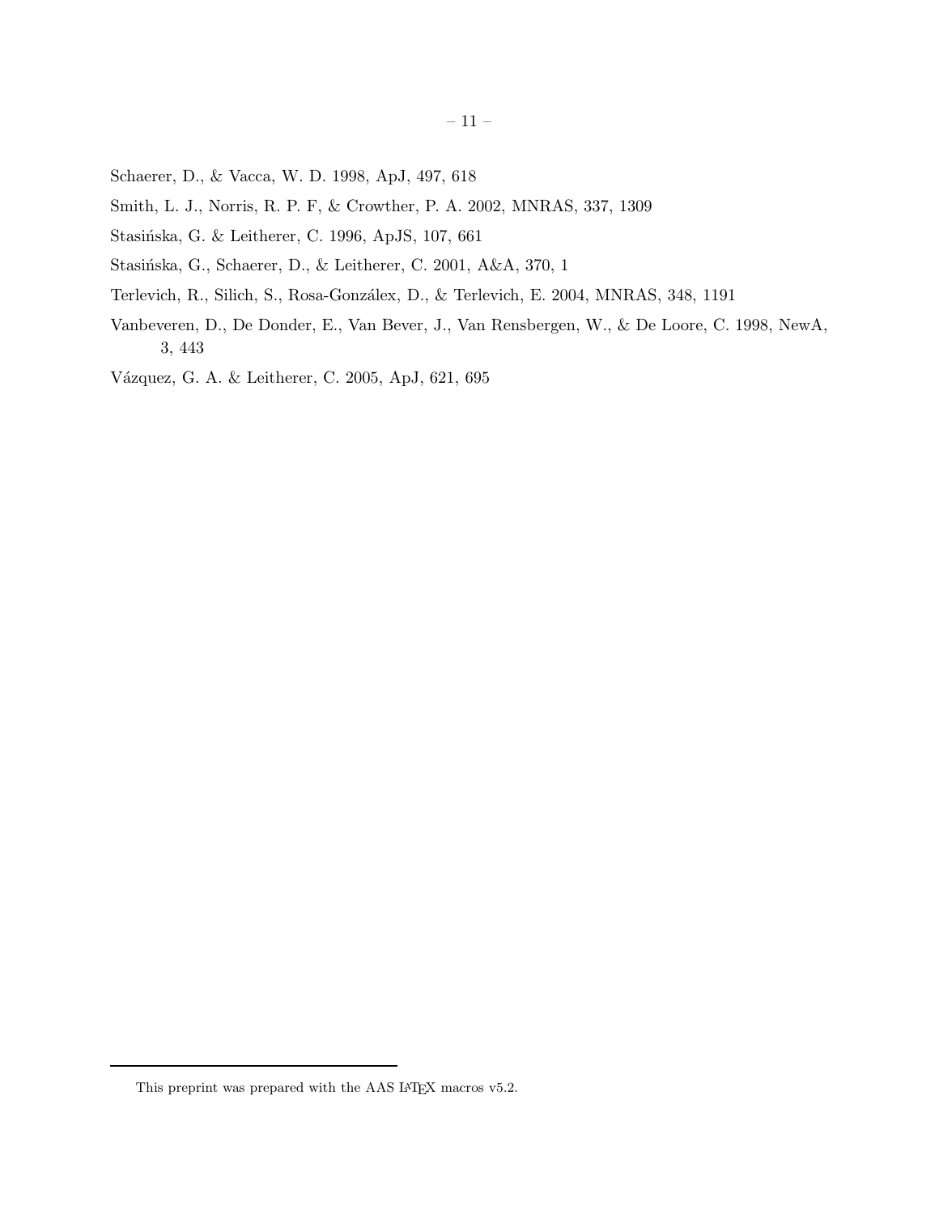Schaerer, D., & Vacca, W. D. 1998, ApJ, 497, 618

Smith, L. J., Norris, R. P. F, & Crowther, P. A. 2002, MNRAS, 337, 1309

Stasińska, G. & Leitherer, C. 1996, ApJS, 107, 661

Stasińska, G., Schaerer, D., & Leitherer, C. 2001, A&A, 370, 1

Terlevich, R., Silich, S., Rosa-Gonzálex, D., & Terlevich, E. 2004, MNRAS, 348, 1191

Vanbeveren, D., De Donder, E., Van Bever, J., Van Rensbergen, W., & De Loore, C. 1998, NewA, 3, 443

Vázquez, G. A. & Leitherer, C. 2005, ApJ, 621, 695

This preprint was prepared with the AAS LaTeX macros v5.2.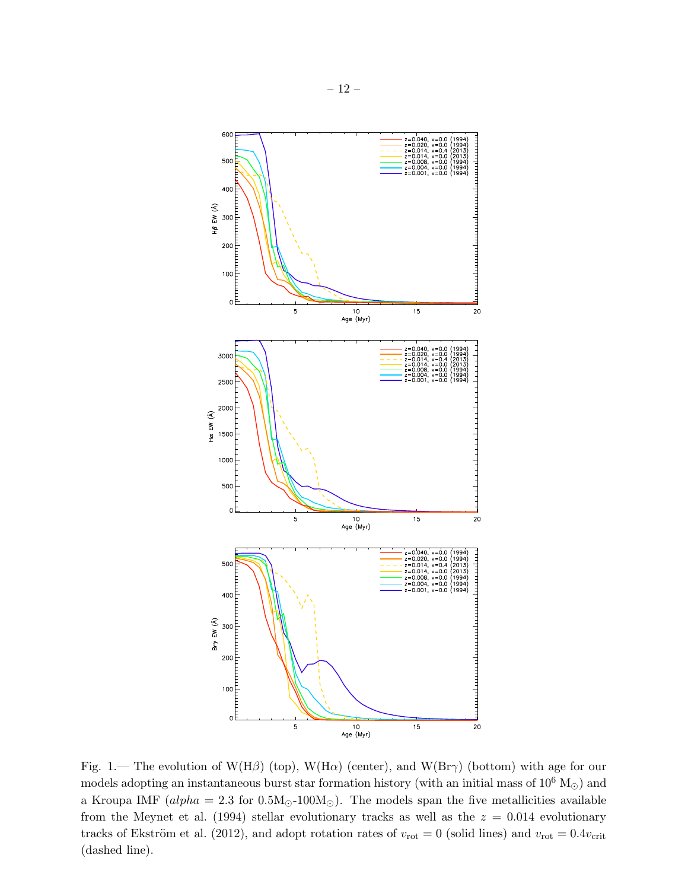Fig. 1.— The evolution of W(Hβ) (top), W(Hα) (center), and W(Brγ) (bottom) with age for our models adopting an instantaneous burst star formation history (with an initial mass of $10^6$ $M_\odot$) and a Kroupa IMF (*alpha* = 2.3 for $0.5M_\odot$-$100M_\odot$). The models span the five metallicities available from the Meynet et al. (1994) stellar evolutionary tracks as well as the $z = 0.014$ evolutionary tracks of Ekström et al. (2012), and adopt rotation rates of $v_{\rm rot} = 0$ (solid lines) and $v_{\rm rot} = 0.4v_{\rm crit}$ (dashed line).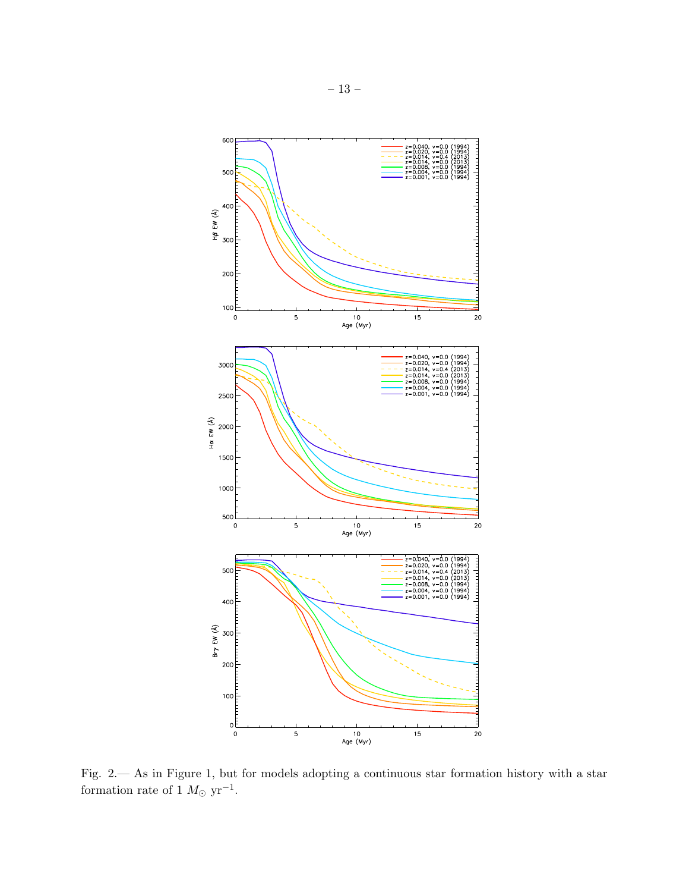Fig. 2.— As in Figure 1, but for models adopting a continuous star formation history with a star formation rate of 1 $M_{\odot}$ yr$^{-1}$.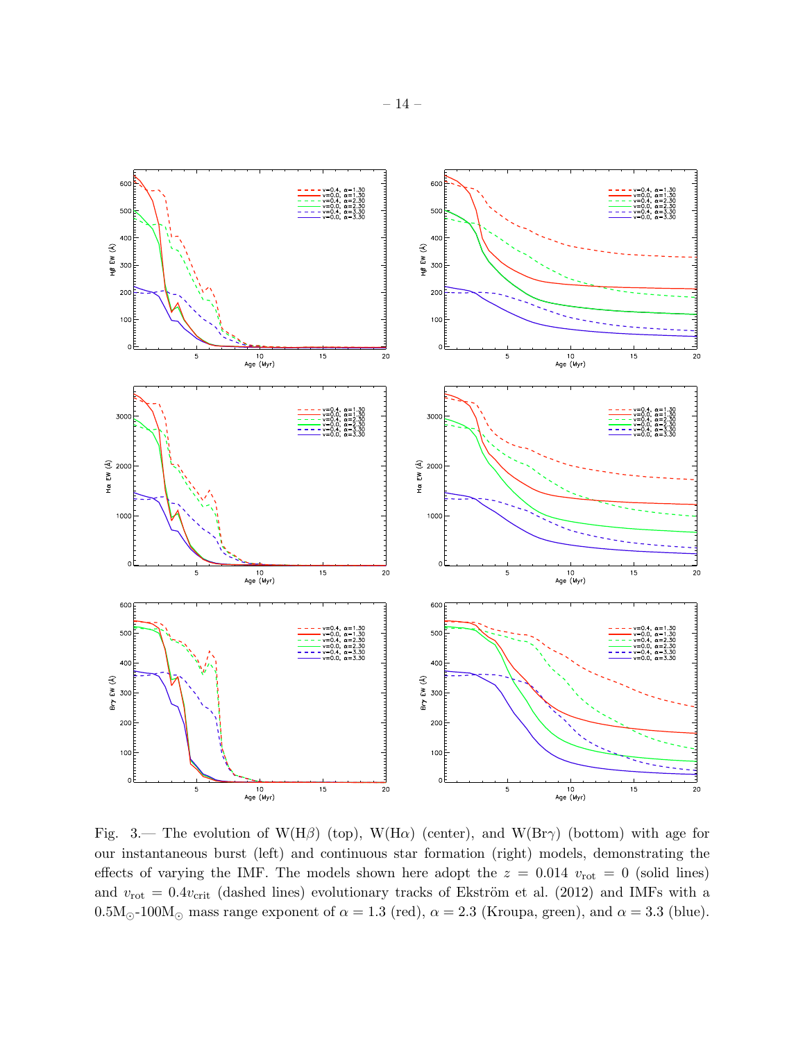Hβ EW (Å)

Age (Myr)

v=0.4, α=1.30
v=0.0, α=1.30
v=0.4, α=2.30
v=0.0, α=2.30
v=0.4, α=3.30
v=0.0, α=3.30

Hα EW (Å)

Brγ EW (Å)

Fig. 3.— The evolution of W(Hβ) (top), W(Hα) (center), and W(Brγ) (bottom) with age for our instantaneous burst (left) and continuous star formation (right) models, demonstrating the effects of varying the IMF. The models shown here adopt the $z = 0.014$ $v_{\rm rot} = 0$ (solid lines) and $v_{\rm rot} = 0.4 v_{\rm crit}$ (dashed lines) evolutionary tracks of Ekström et al. (2012) and IMFs with a $0.5 M_{\odot}$-$100 M_{\odot}$ mass range exponent of $\alpha = 1.3$ (red), $\alpha = 2.3$ (Kroupa, green), and $\alpha = 3.3$ (blue).